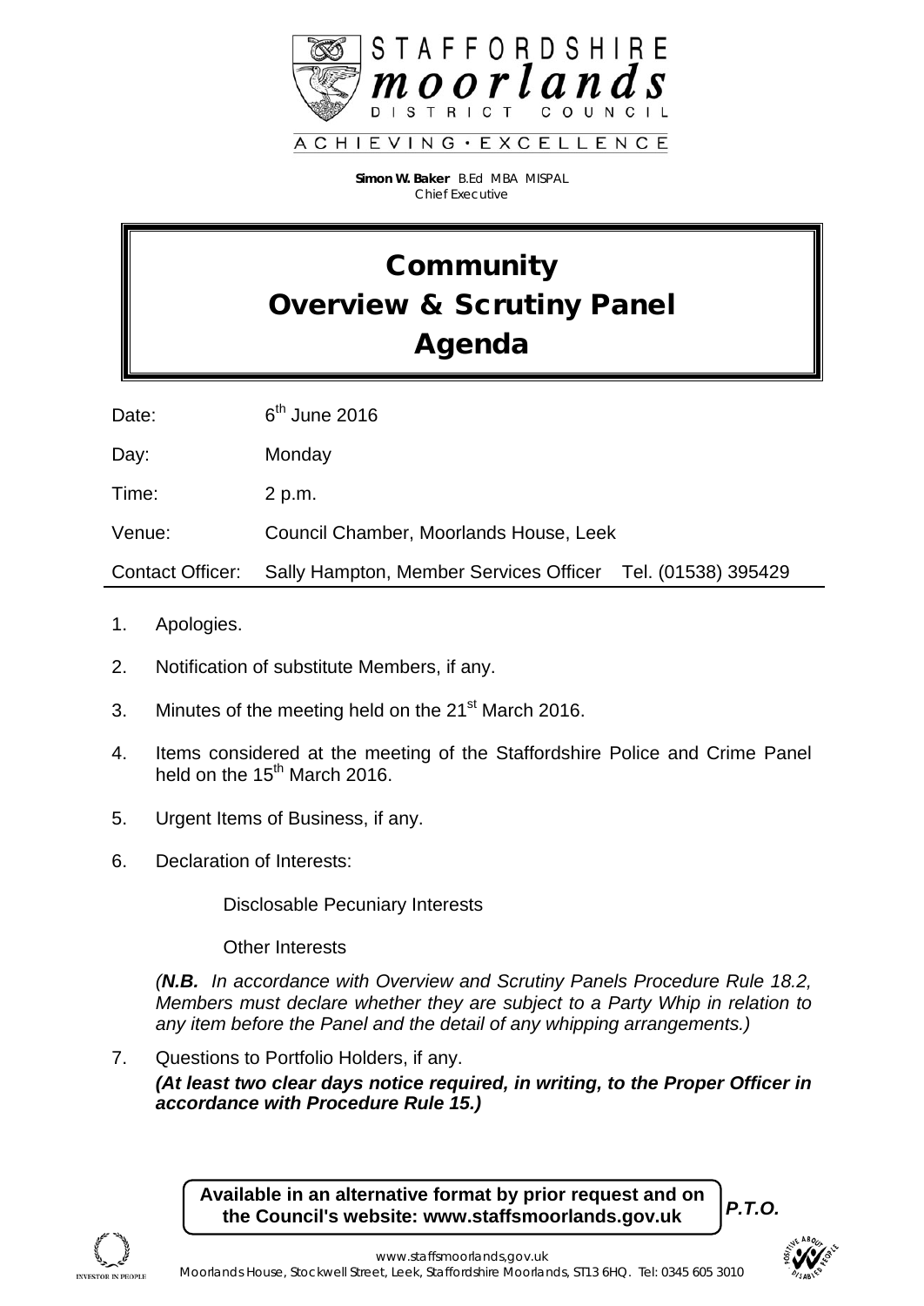STAFFORDSHIRE moorlands DISTRICT COUNCIL

ACHIEVING • EXCELLENCE

**Simon W. Baker** B.Ed MBA MISPAL
Chief Executive

# Community Overview & Scrutiny Panel Agenda

| | |
|---|---|
| Date: | 6th June 2016 |
| Day: | Monday |
| Time: | 2 p.m. |
| Venue: | Council Chamber, Moorlands House, Leek |
| Contact Officer: | Sally Hampton, Member Services Officer Tel. (01538) 395429 |

1. Apologies.

2. Notification of substitute Members, if any.

3. Minutes of the meeting held on the 21st March 2016.

4. Items considered at the meeting of the Staffordshire Police and Crime Panel held on the 15th March 2016.

5. Urgent Items of Business, if any.

6. Declaration of Interests:

   Disclosable Pecuniary Interests

   Other Interests

   *(**N.B.** In accordance with Overview and Scrutiny Panels Procedure Rule 18.2, Members must declare whether they are subject to a Party Whip in relation to any item before the Panel and the detail of any whipping arrangements.)*

7. Questions to Portfolio Holders, if any.
   ***(At least two clear days notice required, in writing, to the Proper Officer in accordance with Procedure Rule 15.)***

**Available in an alternative format by prior request and on the Council's website: www.staffsmoorlands.gov.uk**

***P.T.O.***

www.staffsmoorlands.gov.uk
Moorlands House, Stockwell Street, Leek, Staffordshire Moorlands, ST13 6HQ. Tel: 0345 605 3010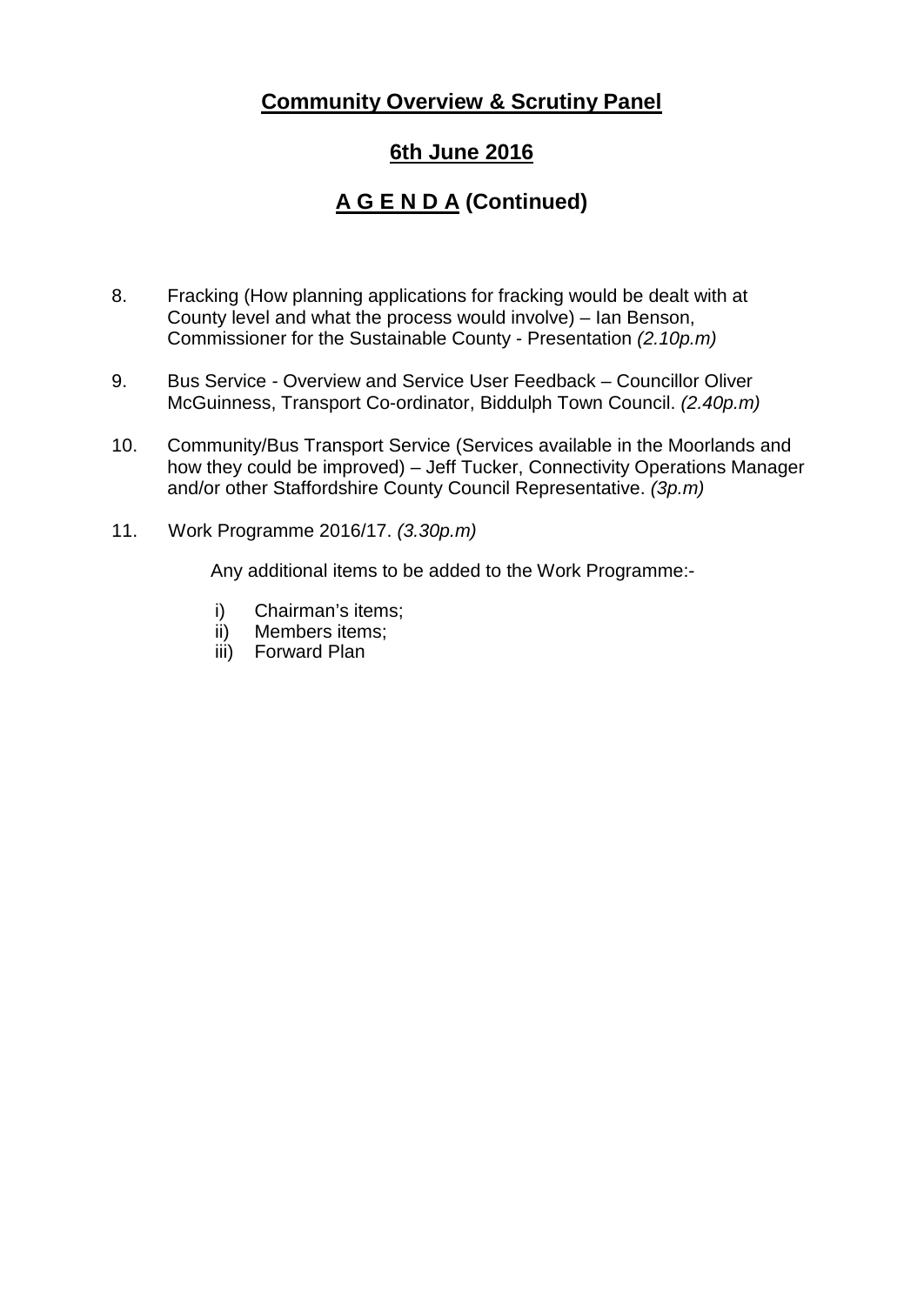# **Community Overview & Scrutiny Panel**

## **6th June 2016**

## **A G E N D A (Continued)**

8. Fracking (How planning applications for fracking would be dealt with at County level and what the process would involve) – Ian Benson, Commissioner for the Sustainable County - Presentation *(2.10p.m)*

9. Bus Service - Overview and Service User Feedback – Councillor Oliver McGuinness, Transport Co-ordinator, Biddulph Town Council. *(2.40p.m)*

10. Community/Bus Transport Service (Services available in the Moorlands and how they could be improved) – Jeff Tucker, Connectivity Operations Manager and/or other Staffordshire County Council Representative. *(3p.m)*

11. Work Programme 2016/17. *(3.30p.m)*

    Any additional items to be added to the Work Programme:-

    i) Chairman's items;
    ii) Members items;
    iii) Forward Plan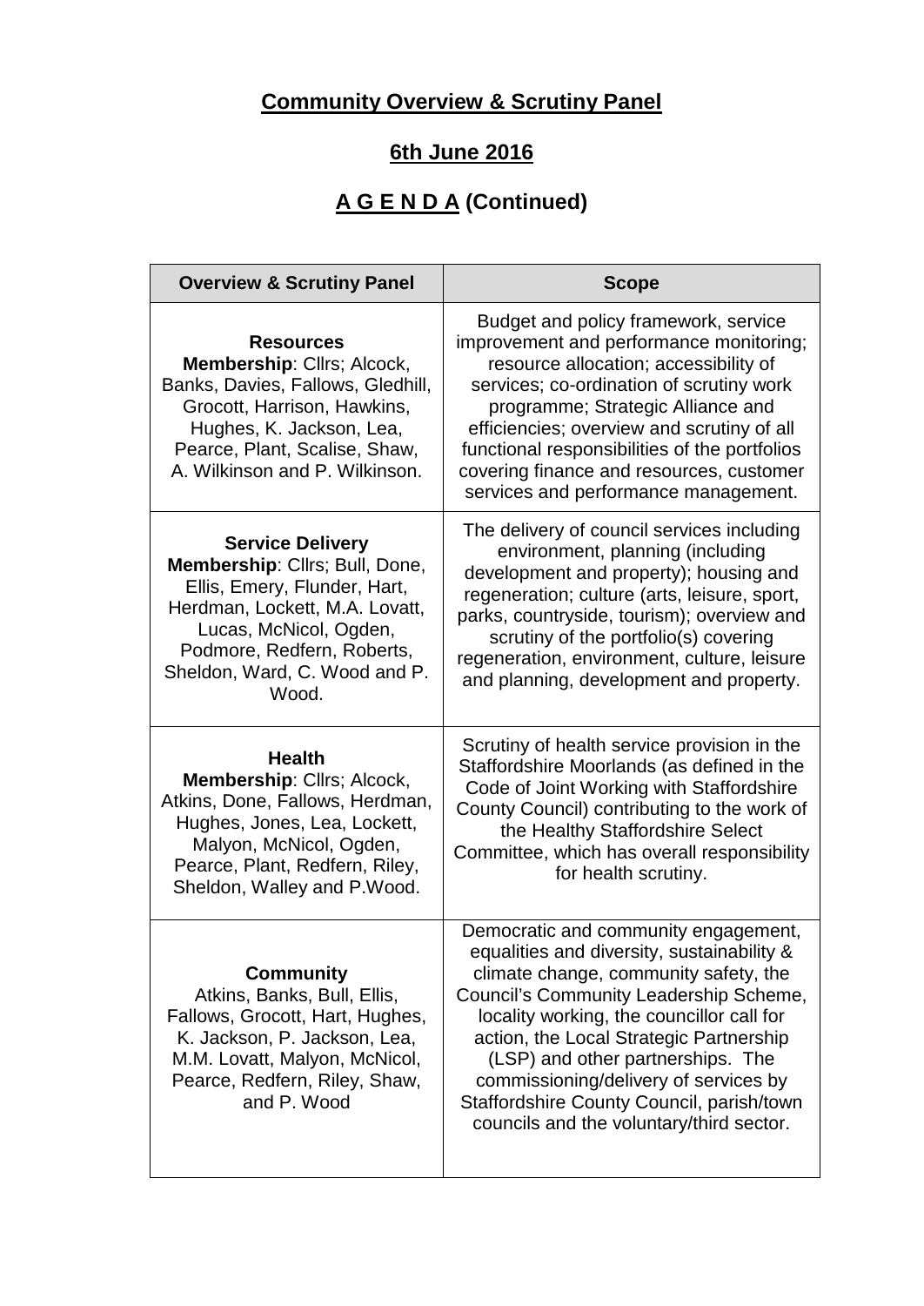## Community Overview & Scrutiny Panel

## 6th June 2016

## A G E N D A (Continued)

| Overview & Scrutiny Panel | Scope |
|---|---|
| **Resources**<br>**Membership**: Cllrs; Alcock, Banks, Davies, Fallows, Gledhill, Grocott, Harrison, Hawkins, Hughes, K. Jackson, Lea, Pearce, Plant, Scalise, Shaw, A. Wilkinson and P. Wilkinson. | Budget and policy framework, service improvement and performance monitoring; resource allocation; accessibility of services; co-ordination of scrutiny work programme; Strategic Alliance and efficiencies; overview and scrutiny of all functional responsibilities of the portfolios covering finance and resources, customer services and performance management. |
| **Service Delivery**<br>**Membership**: Cllrs; Bull, Done, Ellis, Emery, Flunder, Hart, Herdman, Lockett, M.A. Lovatt, Lucas, McNicol, Ogden, Podmore, Redfern, Roberts, Sheldon, Ward, C. Wood and P. Wood. | The delivery of council services including environment, planning (including development and property); housing and regeneration; culture (arts, leisure, sport, parks, countryside, tourism); overview and scrutiny of the portfolio(s) covering regeneration, environment, culture, leisure and planning, development and property. |
| **Health**<br>**Membership**: Cllrs; Alcock, Atkins, Done, Fallows, Herdman, Hughes, Jones, Lea, Lockett, Malyon, McNicol, Ogden, Pearce, Plant, Redfern, Riley, Sheldon, Walley and P.Wood. | Scrutiny of health service provision in the Staffordshire Moorlands (as defined in the Code of Joint Working with Staffordshire County Council) contributing to the work of the Healthy Staffordshire Select Committee, which has overall responsibility for health scrutiny. |
| **Community**<br>Atkins, Banks, Bull, Ellis, Fallows, Grocott, Hart, Hughes, K. Jackson, P. Jackson, Lea, M.M. Lovatt, Malyon, McNicol, Pearce, Redfern, Riley, Shaw, and P. Wood | Democratic and community engagement, equalities and diversity, sustainability & climate change, community safety, the Council's Community Leadership Scheme, locality working, the councillor call for action, the Local Strategic Partnership (LSP) and other partnerships. The commissioning/delivery of services by Staffordshire County Council, parish/town councils and the voluntary/third sector. |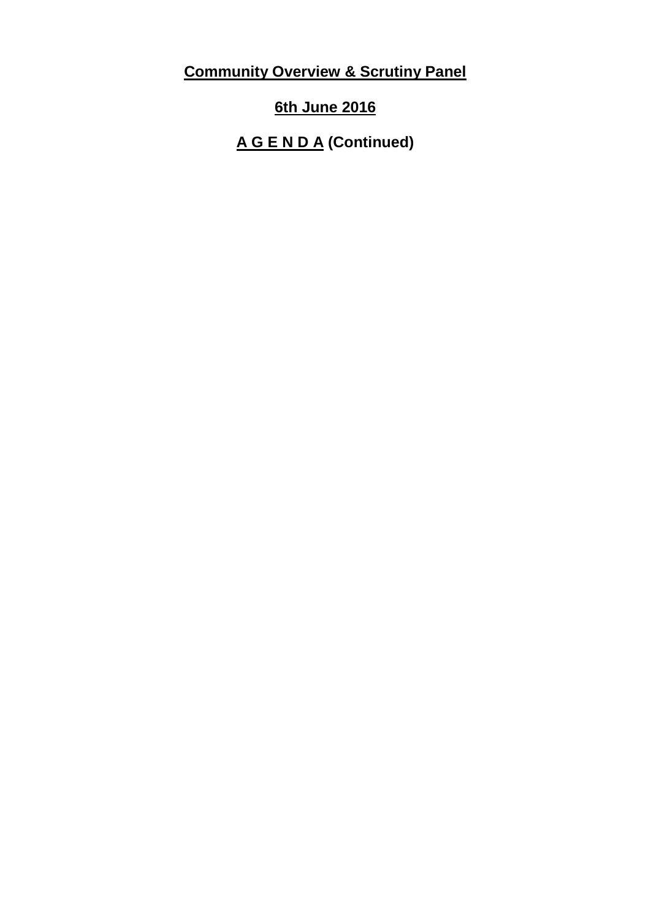**Community Overview & Scrutiny Panel**

**6th June 2016**

**A G E N D A (Continued)**